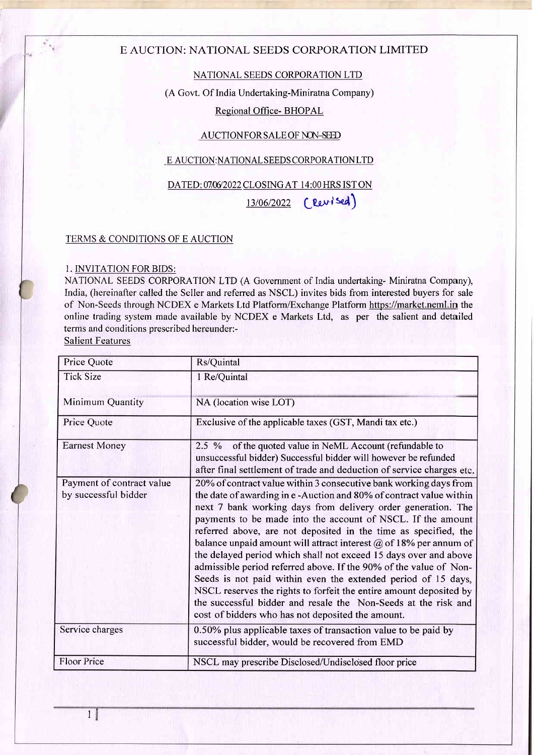# E AUCTION: NATIONAL SEEDS CORPORATION LIMITED

NATIONAL SEEDS CORPORATION LTD

(A Govt. Of India Undertaking-Miniratna Company)

Regional Office- BHOPAL

AUCTION FOR SALE OF NON-SEED

E AUCTION:NATIONAL SEEDS CORPORATION LTD

DATED: 07/06/2022 CLOSING AT 14:00 HRS IST ON

13/06/2022 (Revised)

## TERMS & CONDITIONS OF E AUCTION

### 1. INVITATION FOR BIDS:

NATIONAL SEEDS CORPORATION LTD (A Government of India undertaking- Miniratna Company), India, (hereinafter called the Seller and referred as NSCL) invites bids from interested buyers for sale of Non-Seeds through NCDEX e Markets Ltd Platform/Exchange Platform https://market.neml.in the online trading system made available by NCDEX e Markets Ltd, as per the salient and detailed terms and conditions prescribed hereunder:-

Salient Features

| Price Quote | Rs/Quintal |
|---|---|
| Tick Size | 1 Re/Quintal |
| Minimum Quantity | NA (location wise LOT) |
| Price Quote | Exclusive of the applicable taxes (GST, Mandi tax etc.) |
| Earnest Money | 2.5 % of the quoted value in NeML Account (refundable to unsuccessful bidder) Successful bidder will however be refunded after final settlement of trade and deduction of service charges etc. |
| Payment of contract value by successful bidder | 20% of contract value within 3 consecutive bank working days from the date of awarding in e -Auction and 80% of contract value within next 7 bank working days from delivery order generation. The payments to be made into the account of NSCL. If the amount referred above, are not deposited in the time as specified, the balance unpaid amount will attract interest @ of 18% per annum of the delayed period which shall not exceed 15 days over and above admissible period referred above. If the 90% of the value of Non-Seeds is not paid within even the extended period of 15 days, NSCL reserves the rights to forfeit the entire amount deposited by the successful bidder and resale the Non-Seeds at the risk and cost of bidders who has not deposited the amount. |
| Service charges | 0.50% plus applicable taxes of transaction value to be paid by successful bidder, would be recovered from EMD |
| Floor Price | NSCL may prescribe Disclosed/Undisclosed floor price |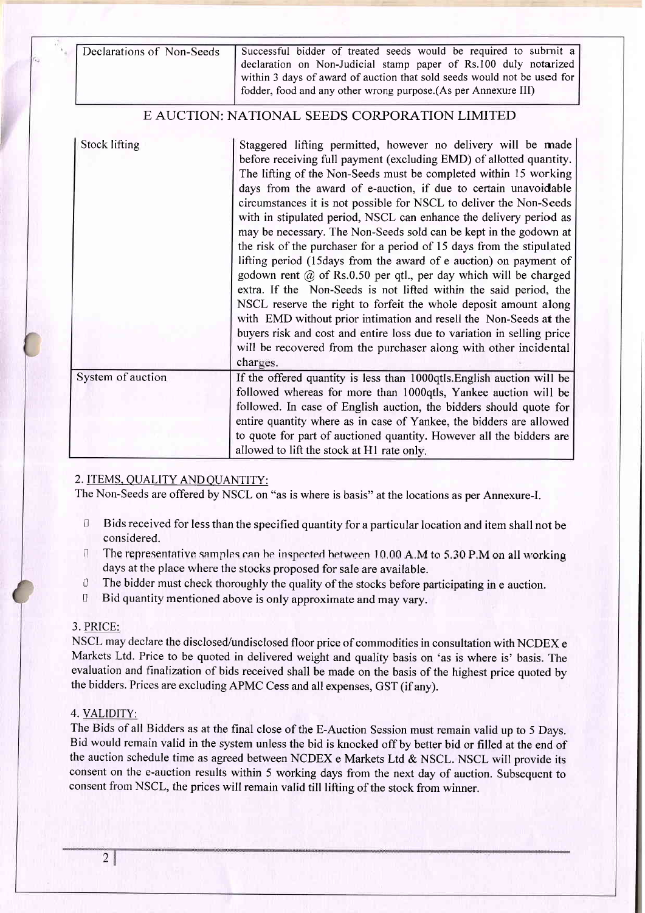| Declarations of Non-Seeds | Successful bidder of treated seeds would be required to submit a declaration on Non-Judicial stamp paper of Rs.100 duly notarized within 3 days of award of auction that sold seeds would not be used for fodder, food and any other wrong purpose.(As per Annexure III) |
|---|---|

## E AUCTION: NATIONAL SEEDS CORPORATION LIMITED

| Stock lifting | Staggered lifting permitted, however no delivery will be made before receiving full payment (excluding EMD) of allotted quantity. The lifting of the Non-Seeds must be completed within 15 working days from the award of e-auction, if due to certain unavoidable circumstances it is not possible for NSCL to deliver the Non-Seeds with in stipulated period, NSCL can enhance the delivery period as may be necessary. The Non-Seeds sold can be kept in the godown at the risk of the purchaser for a period of 15 days from the stipulated lifting period (15days from the award of e auction) on payment of godown rent @ of Rs.0.50 per qtl., per day which will be charged extra. If the Non-Seeds is not lifted within the said period, the NSCL reserve the right to forfeit the whole deposit amount along with EMD without prior intimation and resell the Non-Seeds at the buyers risk and cost and entire loss due to variation in selling price will be recovered from the purchaser along with other incidental charges. |
|---|---|
| System of auction | If the offered quantity is less than 1000qtls.English auction will be followed whereas for more than 1000qtls, Yankee auction will be followed. In case of English auction, the bidders should quote for entire quantity where as in case of Yankee, the bidders are allowed to quote for part of auctioned quantity. However all the bidders are allowed to lift the stock at H1 rate only. |

### 2. ITEMS, QUALITY ANDQUANTITY:

The Non-Seeds are offered by NSCL on "as is where is basis" at the locations as per Annexure-I.

- Bids received for less than the specified quantity for a particular location and item shall not be considered.
- The representative samples can be inspected between 10.00 A.M to 5.30 P.M on all working days at the place where the stocks proposed for sale are available.
- The bidder must check thoroughly the quality of the stocks before participating in e auction.
- Bid quantity mentioned above is only approximate and may vary.

### 3. PRICE:

NSCL may declare the disclosed/undisclosed floor price of commodities in consultation with NCDEX e Markets Ltd. Price to be quoted in delivered weight and quality basis on 'as is where is' basis. The evaluation and finalization of bids received shall be made on the basis of the highest price quoted by the bidders. Prices are excluding APMC Cess and all expenses, GST (if any).

### 4. VALIDITY:

The Bids of all Bidders as at the final close of the E-Auction Session must remain valid up to 5 Days. Bid would remain valid in the system unless the bid is knocked off by better bid or filled at the end of the auction schedule time as agreed between NCDEX e Markets Ltd & NSCL. NSCL will provide its consent on the e-auction results within 5 working days from the next day of auction. Subsequent to consent from NSCL, the prices will remain valid till lifting of the stock from winner.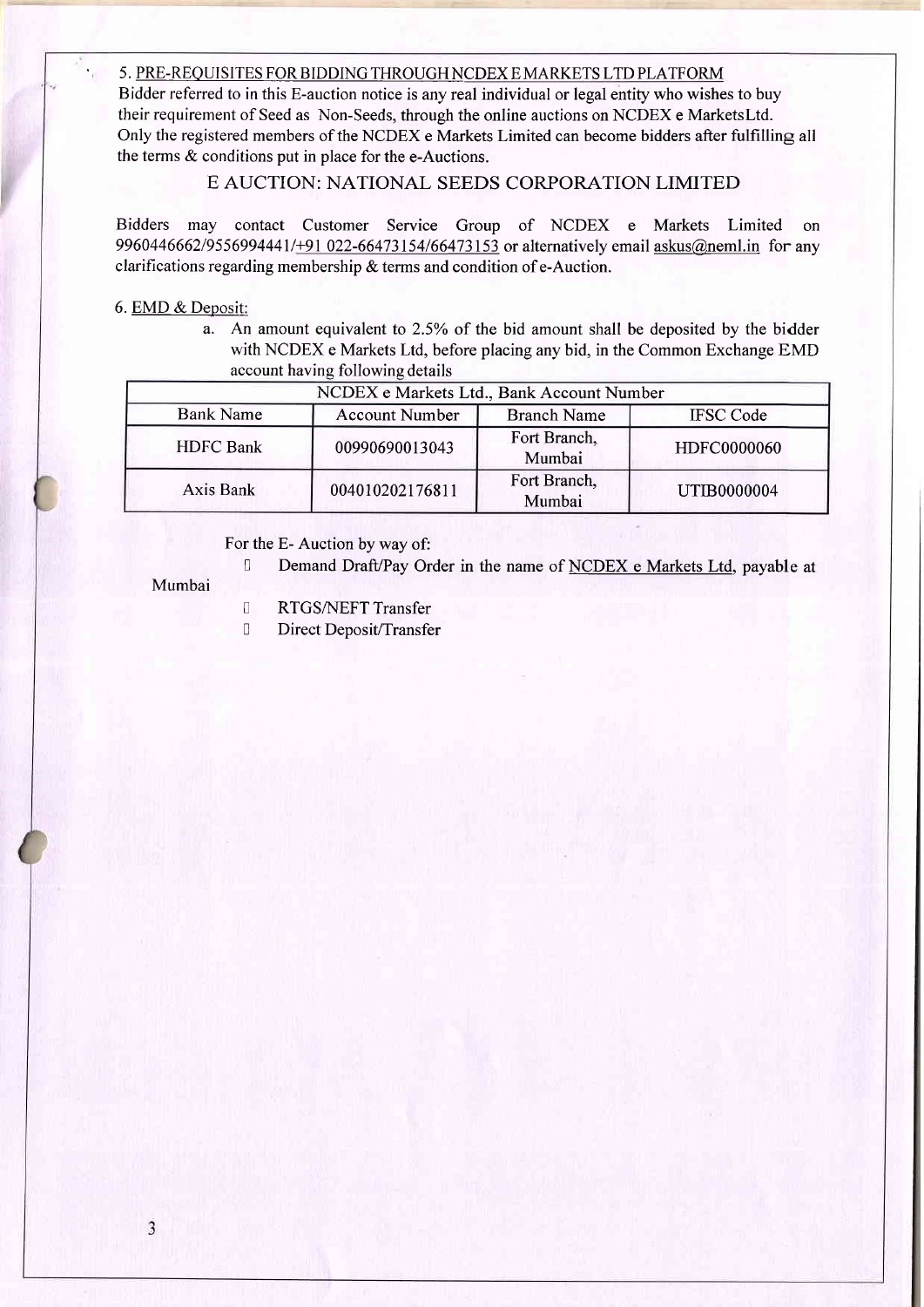5. PRE-REQUISITES FOR BIDDING THROUGH NCDEX E MARKETS LTD PLATFORM

Bidder referred to in this E-auction notice is any real individual or legal entity who wishes to buy their requirement of Seed as Non-Seeds, through the online auctions on NCDEX e MarketsLtd. Only the registered members of the NCDEX e Markets Limited can become bidders after fulfilling all the terms & conditions put in place for the e-Auctions.

## E AUCTION: NATIONAL SEEDS CORPORATION LIMITED

Bidders may contact Customer Service Group of NCDEX e Markets Limited on 9960446662/9556994441/+91 022-66473154/66473153 or alternatively email askus@neml.in for any clarifications regarding membership & terms and condition of e-Auction.

6. EMD & Deposit:

a. An amount equivalent to 2.5% of the bid amount shall be deposited by the bidder with NCDEX e Markets Ltd, before placing any bid, in the Common Exchange EMD account having following details

| NCDEX e Markets Ltd., Bank Account Number | | | |
|---|---|---|---|
| Bank Name | Account Number | Branch Name | IFSC Code |
| HDFC Bank | 00990690013043 | Fort Branch, Mumbai | HDFC0000060 |
| Axis Bank | 004010202176811 | Fort Branch, Mumbai | UTIB0000004 |

For the E- Auction by way of:

- Demand Draft/Pay Order in the name of NCDEX e Markets Ltd, payable at Mumbai
- RTGS/NEFT Transfer
- Direct Deposit/Transfer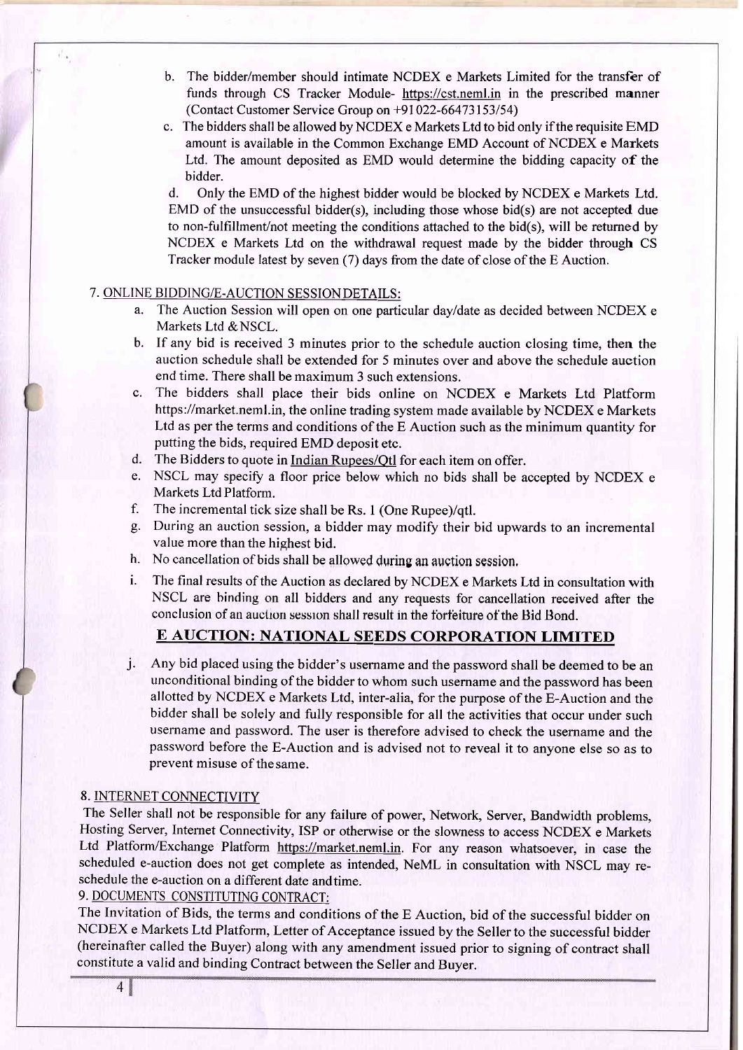b. The bidder/member should intimate NCDEX e Markets Limited for the transfer of funds through CS Tracker Module- https://cst.neml.in in the prescribed manner (Contact Customer Service Group on +91 022-66473153/54)

c. The bidders shall be allowed by NCDEX e Markets Ltd to bid only if the requisite EMD amount is available in the Common Exchange EMD Account of NCDEX e Markets Ltd. The amount deposited as EMD would determine the bidding capacity of the bidder.

d. Only the EMD of the highest bidder would be blocked by NCDEX e Markets Ltd. EMD of the unsuccessful bidder(s), including those whose bid(s) are not accepted due to non-fulfillment/not meeting the conditions attached to the bid(s), will be returned by NCDEX e Markets Ltd on the withdrawal request made by the bidder through CS Tracker module latest by seven (7) days from the date of close of the E Auction.

7. ONLINE BIDDING/E-AUCTION SESSION DETAILS:

a. The Auction Session will open on one particular day/date as decided between NCDEX e Markets Ltd & NSCL.

b. If any bid is received 3 minutes prior to the schedule auction closing time, then the auction schedule shall be extended for 5 minutes over and above the schedule auction end time. There shall be maximum 3 such extensions.

c. The bidders shall place their bids online on NCDEX e Markets Ltd Platform https://market.neml.in, the online trading system made available by NCDEX e Markets Ltd as per the terms and conditions of the E Auction such as the minimum quantity for putting the bids, required EMD deposit etc.

d. The Bidders to quote in Indian Rupees/Qtl for each item on offer.

e. NSCL may specify a floor price below which no bids shall be accepted by NCDEX e Markets Ltd Platform.

f. The incremental tick size shall be Rs. 1 (One Rupee)/qtl.

g. During an auction session, a bidder may modify their bid upwards to an incremental value more than the highest bid.

h. No cancellation of bids shall be allowed during an auction session.

i. The final results of the Auction as declared by NCDEX e Markets Ltd in consultation with NSCL are binding on all bidders and any requests for cancellation received after the conclusion of an auction session shall result in the forfeiture of the Bid Bond.

## E AUCTION: NATIONAL SEEDS CORPORATION LIMITED

j. Any bid placed using the bidder's username and the password shall be deemed to be an unconditional binding of the bidder to whom such username and the password has been allotted by NCDEX e Markets Ltd, inter-alia, for the purpose of the E-Auction and the bidder shall be solely and fully responsible for all the activities that occur under such username and password. The user is therefore advised to check the username and the password before the E-Auction and is advised not to reveal it to anyone else so as to prevent misuse of the same.

8. INTERNET CONNECTIVITY

The Seller shall not be responsible for any failure of power, Network, Server, Bandwidth problems, Hosting Server, Internet Connectivity, ISP or otherwise or the slowness to access NCDEX e Markets Ltd Platform/Exchange Platform https://market.neml.in. For any reason whatsoever, in case the scheduled e-auction does not get complete as intended, NeML in consultation with NSCL may re-schedule the e-auction on a different date and time.

9. DOCUMENTS CONSTITUTING CONTRACT:

The Invitation of Bids, the terms and conditions of the E Auction, bid of the successful bidder on NCDEX e Markets Ltd Platform, Letter of Acceptance issued by the Seller to the successful bidder (hereinafter called the Buyer) along with any amendment issued prior to signing of contract shall constitute a valid and binding Contract between the Seller and Buyer.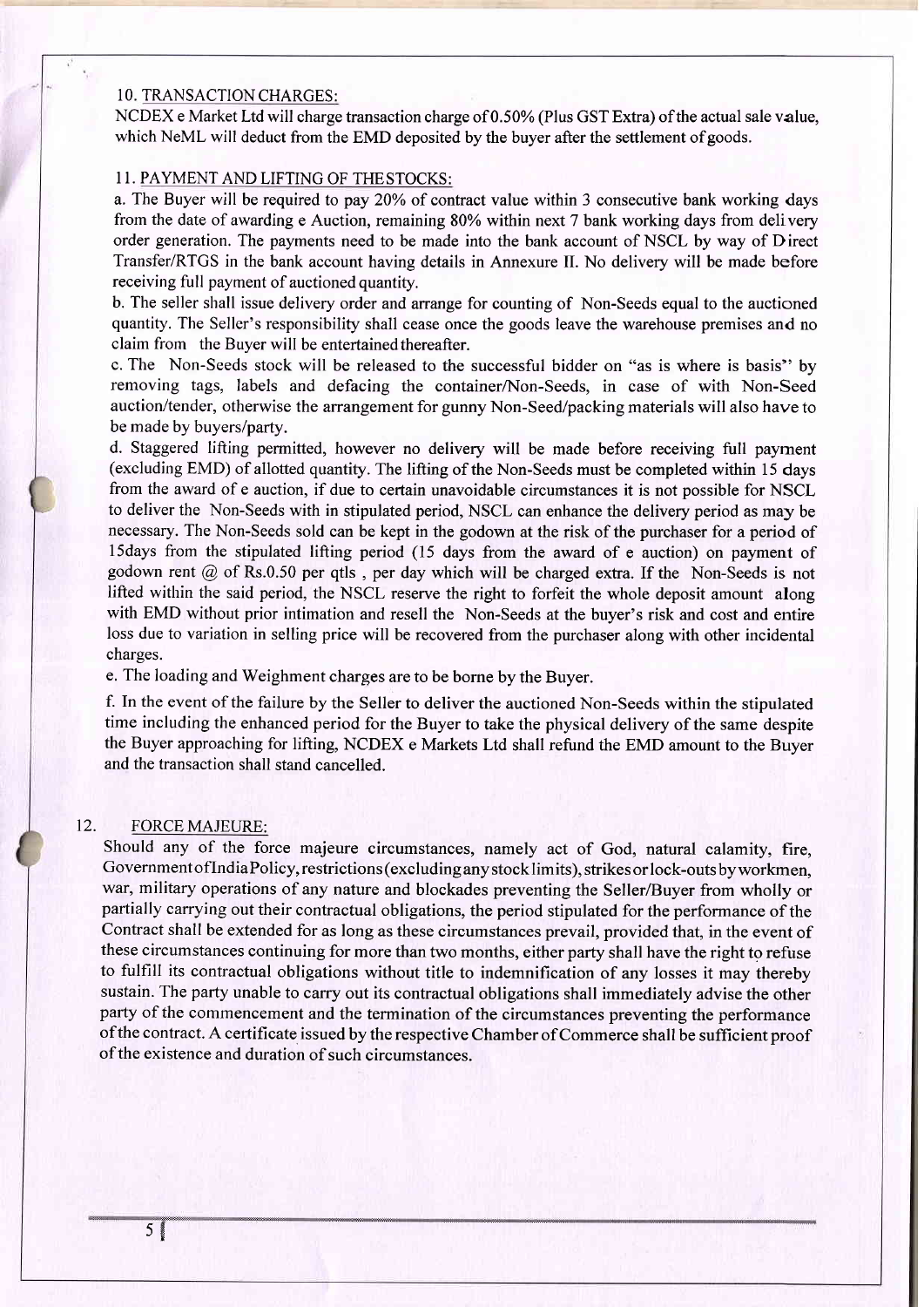## 10. TRANSACTION CHARGES:

NCDEX e Market Ltd will charge transaction charge of 0.50% (Plus GST Extra) of the actual sale value, which NeML will deduct from the EMD deposited by the buyer after the settlement of goods.

## 11. PAYMENT AND LIFTING OF THESTOCKS:

a. The Buyer will be required to pay 20% of contract value within 3 consecutive bank working days from the date of awarding e Auction, remaining 80% within next 7 bank working days from delivery order generation. The payments need to be made into the bank account of NSCL by way of Direct Transfer/RTGS in the bank account having details in Annexure II. No delivery will be made before receiving full payment of auctioned quantity.

b. The seller shall issue delivery order and arrange for counting of Non-Seeds equal to the auctioned quantity. The Seller's responsibility shall cease once the goods leave the warehouse premises and no claim from the Buyer will be entertained thereafter.

c. The Non-Seeds stock will be released to the successful bidder on "as is where is basis" by removing tags, labels and defacing the container/Non-Seeds, in case of with Non-Seed auction/tender, otherwise the arrangement for gunny Non-Seed/packing materials will also have to be made by buyers/party.

d. Staggered lifting permitted, however no delivery will be made before receiving full payment (excluding EMD) of allotted quantity. The lifting of the Non-Seeds must be completed within 15 days from the award of e auction, if due to certain unavoidable circumstances it is not possible for NSCL to deliver the Non-Seeds with in stipulated period, NSCL can enhance the delivery period as may be necessary. The Non-Seeds sold can be kept in the godown at the risk of the purchaser for a period of 15days from the stipulated lifting period (15 days from the award of e auction) on payment of godown rent @ of Rs.0.50 per qtls , per day which will be charged extra. If the Non-Seeds is not lifted within the said period, the NSCL reserve the right to forfeit the whole deposit amount along with EMD without prior intimation and resell the Non-Seeds at the buyer's risk and cost and entire loss due to variation in selling price will be recovered from the purchaser along with other incidental charges.

e. The loading and Weighment charges are to be borne by the Buyer.

f. In the event of the failure by the Seller to deliver the auctioned Non-Seeds within the stipulated time including the enhanced period for the Buyer to take the physical delivery of the same despite the Buyer approaching for lifting, NCDEX e Markets Ltd shall refund the EMD amount to the Buyer and the transaction shall stand cancelled.

## 12. FORCE MAJEURE:

Should any of the force majeure circumstances, namely act of God, natural calamity, fire, Government of India Policy, restrictions (excluding any stock limits), strikes or lock-outs by workmen, war, military operations of any nature and blockades preventing the Seller/Buyer from wholly or partially carrying out their contractual obligations, the period stipulated for the performance of the Contract shall be extended for as long as these circumstances prevail, provided that, in the event of these circumstances continuing for more than two months, either party shall have the right to refuse to fulfill its contractual obligations without title to indemnification of any losses it may thereby sustain. The party unable to carry out its contractual obligations shall immediately advise the other party of the commencement and the termination of the circumstances preventing the performance of the contract. A certificate issued by the respective Chamber of Commerce shall be sufficient proof of the existence and duration of such circumstances.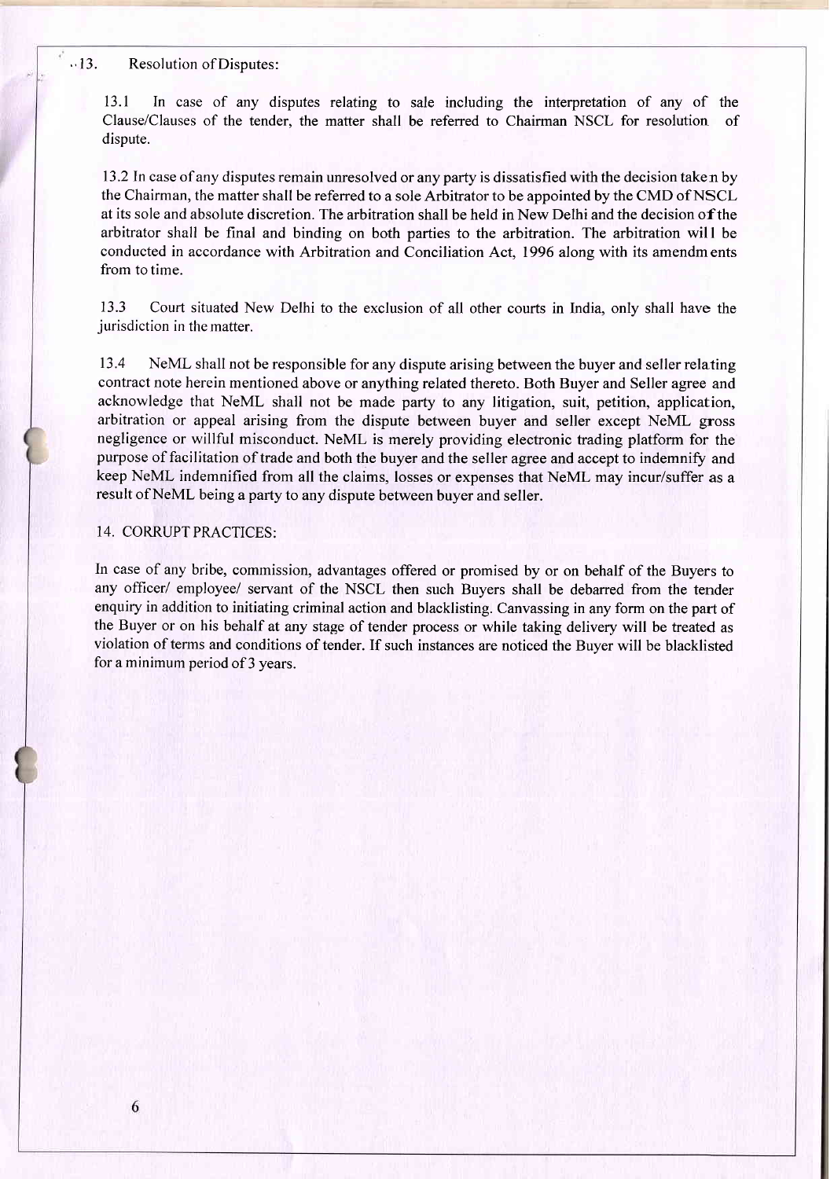## 13. Resolution of Disputes:

13.1 In case of any disputes relating to sale including the interpretation of any of the Clause/Clauses of the tender, the matter shall be referred to Chairman NSCL for resolution of dispute.

13.2 In case of any disputes remain unresolved or any party is dissatisfied with the decision taken by the Chairman, the matter shall be referred to a sole Arbitrator to be appointed by the CMD of NSCL at its sole and absolute discretion. The arbitration shall be held in New Delhi and the decision of the arbitrator shall be final and binding on both parties to the arbitration. The arbitration will be conducted in accordance with Arbitration and Conciliation Act, 1996 along with its amendments from to time.

13.3 Court situated New Delhi to the exclusion of all other courts in India, only shall have the jurisdiction in the matter.

13.4 NeML shall not be responsible for any dispute arising between the buyer and seller relating contract note herein mentioned above or anything related thereto. Both Buyer and Seller agree and acknowledge that NeML shall not be made party to any litigation, suit, petition, application, arbitration or appeal arising from the dispute between buyer and seller except NeML gross negligence or willful misconduct. NeML is merely providing electronic trading platform for the purpose of facilitation of trade and both the buyer and the seller agree and accept to indemnify and keep NeML indemnified from all the claims, losses or expenses that NeML may incur/suffer as a result of NeML being a party to any dispute between buyer and seller.

## 14. CORRUPT PRACTICES:

In case of any bribe, commission, advantages offered or promised by or on behalf of the Buyers to any officer/ employee/ servant of the NSCL then such Buyers shall be debarred from the tender enquiry in addition to initiating criminal action and blacklisting. Canvassing in any form on the part of the Buyer or on his behalf at any stage of tender process or while taking delivery will be treated as violation of terms and conditions of tender. If such instances are noticed the Buyer will be blacklisted for a minimum period of 3 years.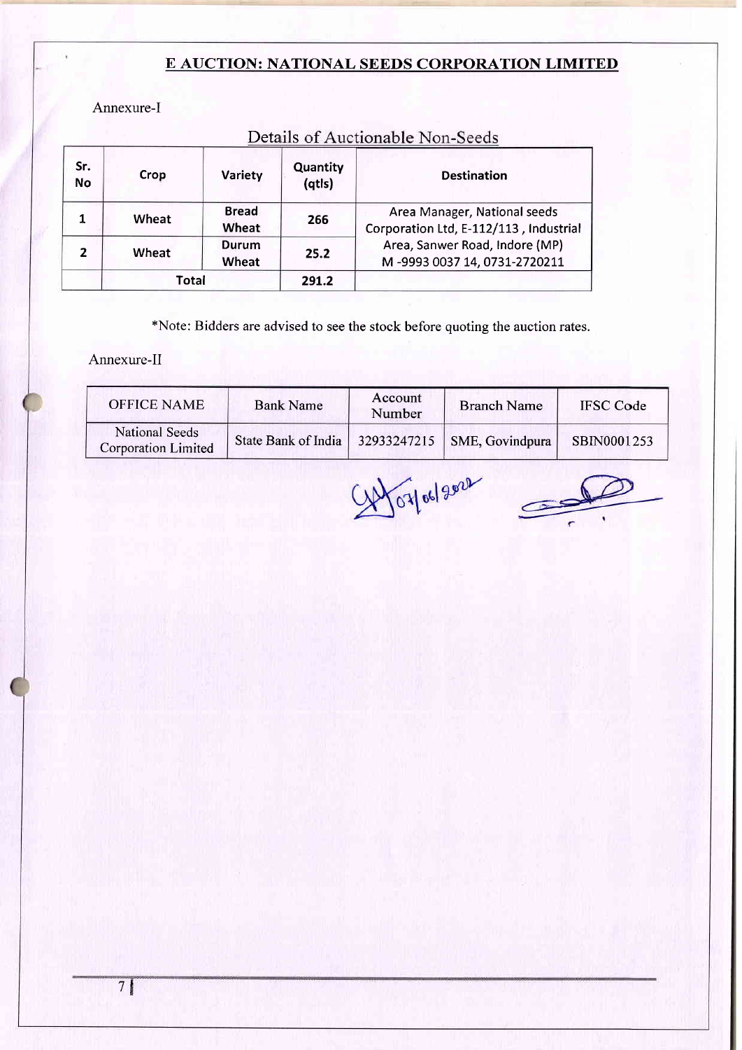# E AUCTION: NATIONAL SEEDS CORPORATION LIMITED

Annexure-I

## Details of Auctionable Non-Seeds

| Sr. No | Crop | Variety | Quantity (qtls) | Destination |
|---|---|---|---|---|
| 1 | Wheat | Bread Wheat | 266 | Area Manager, National seeds Corporation Ltd, E-112/113 , Industrial Area, Sanwer Road, Indore (MP) M -9993 0037 14, 0731-2720211 |
| 2 | Wheat | Durum Wheat | 25.2 | |
| | Total | | 291.2 | |

*Note: Bidders are advised to see the stock before quoting the auction rates.

Annexure-II

| OFFICE NAME | Bank Name | Account Number | Branch Name | IFSC Code |
|---|---|---|---|---|
| National Seeds Corporation Limited | State Bank of India | 32933247215 | SME, Govindpura | SBIN0001253 |

07/06/2022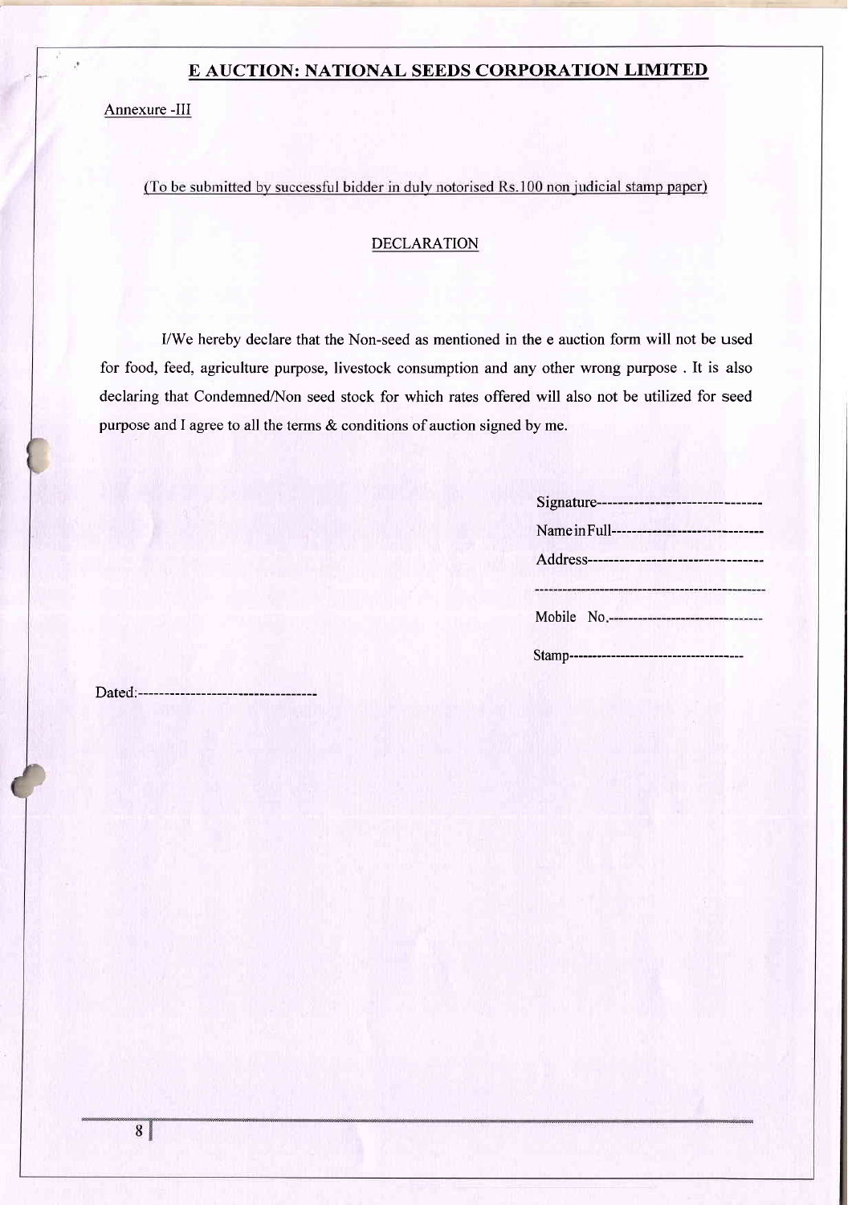# E AUCTION: NATIONAL SEEDS CORPORATION LIMITED

Annexure -III

(To be submitted by successful bidder in duly notorised Rs.100 non judicial stamp paper)

## DECLARATION

I/We hereby declare that the Non-seed as mentioned in the e auction form will not be used for food, feed, agriculture purpose, livestock consumption and any other wrong purpose . It is also declaring that Condemned/Non seed stock for which rates offered will also not be utilized for seed purpose and I agree to all the terms & conditions of auction signed by me.

Signature--------------------------------------

Name in Full-----------------------------------

Address----------------------------------------

-----------------------------------------------

Mobile No.-------------------------------------

Stamp------------------------------------------

Dated:----------------------------------